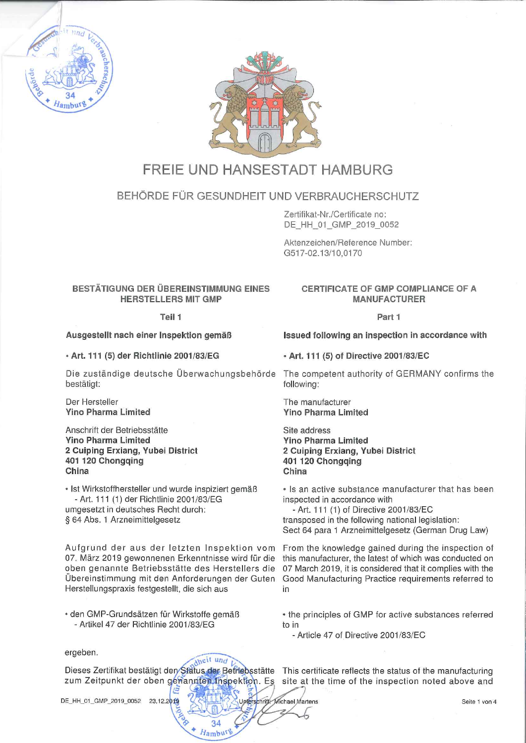# FREIE UND HANSESTADT HAMBURG

## BEHÖRDE FÜR GESUNDHEIT UND VERBRAUCHERSCHUTZ

Zertifikat-Nr./Certificate no:
DE_HH_01_GMP_2019_0052

Aktenzeichen/Reference Number:
G517-02.13/10,0170

**BESTÄTIGUNG DER ÜBEREINSTIMMUNG EINES HERSTELLERS MIT GMP**

Teil 1

**Ausgestellt nach einer Inspektion gemäß**

- **Art. 111 (5) der Richtlinie 2001/83/EG**

Die zuständige deutsche Überwachungsbehörde bestätigt:

Der Hersteller
**Yino Pharma Limited**

Anschrift der Betriebsstätte
**Yino Pharma Limited**
**2 Cuiping Erxiang, Yubei District**
**401 120 Chongqing**
**China**

- Ist Wirkstoffhersteller und wurde inspiziert gemäß
  - Art. 111 (1) der Richtlinie 2001/83/EG

umgesetzt in deutsches Recht durch:
§ 64 Abs. 1 Arzneimittelgesetz

Aufgrund der aus der letzten Inspektion vom 07. März 2019 gewonnenen Erkenntnisse wird für die oben genannte Betriebsstätte des Herstellers die Übereinstimmung mit den Anforderungen der Guten Herstellungspraxis festgestellt, die sich aus

- den GMP-Grundsätzen für Wirkstoffe gemäß
  - Artikel 47 der Richtlinie 2001/83/EG

ergeben.

Dieses Zertifikat bestätigt den Status der Betriebsstätte zum Zeitpunkt der oben genannten Inspektion. Es

**CERTIFICATE OF GMP COMPLIANCE OF A MANUFACTURER**

Part 1

**Issued following an inspection in accordance with**

- **Art. 111 (5) of Directive 2001/83/EC**

The competent authority of GERMANY confirms the following:

The manufacturer
**Yino Pharma Limited**

Site address
**Yino Pharma Limited**
**2 Cuiping Erxiang, Yubei District**
**401 120 Chongqing**
**China**

- Is an active substance manufacturer that has been inspected in accordance with
  - Art. 111 (1) of Directive 2001/83/EC

transposed in the following national legislation:
Sect 64 para 1 Arzneimittelgesetz (German Drug Law)

From the knowledge gained during the inspection of this manufacturer, the latest of which was conducted on 07 March 2019, it is considered that it complies with the Good Manufacturing Practice requirements referred to in

- the principles of GMP for active substances referred to in
  - Article 47 of Directive 2001/83/EC

This certificate reflects the status of the manufacturing site at the time of the inspection noted above and

DE_HH_01_GMP_2019_0052 23.12.2019 Unterschrift: Michael Martens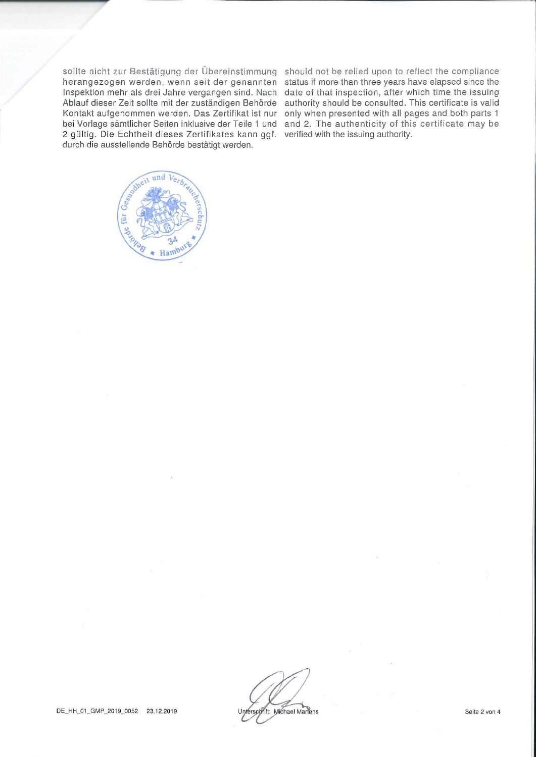sollte nicht zur Bestätigung der Übereinstimmung herangezogen werden, wenn seit der genannten Inspektion mehr als drei Jahre vergangen sind. Nach Ablauf dieser Zeit sollte mit der zuständigen Behörde Kontakt aufgenommen werden. Das Zertifikat ist nur bei Vorlage sämtlicher Seiten inklusive der Teile 1 und 2 gültig. Die Echtheit dieses Zertifikates kann ggf. durch die ausstellende Behörde bestätigt werden.

should not be relied upon to reflect the compliance status if more than three years have elapsed since the date of that inspection, after which time the issuing authority should be consulted. This certificate is valid only when presented with all pages and both parts 1 and 2. The authenticity of this certificate may be verified with the issuing authority.

Behörde für Gesundheit und Verbraucherschutz 34 Hamburg

DE_HH_01_GMP_2019_0052 23.12.2019

Unterschrift: Michael Martens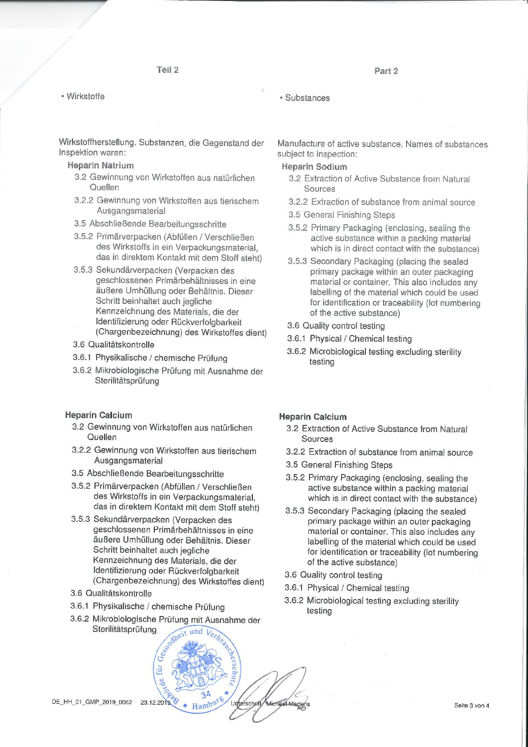## Teil 2

• Wirkstoffe

Wirkstoffherstellung. Substanzen, die Gegenstand der Inspektion waren:

**Heparin Natrium**

- 3.2 Gewinnung von Wirkstoffen aus natürlichen Quellen
- 3.2.2 Gewinnung von Wirkstoffen aus tierischem Ausgangsmaterial
- 3.5 Abschließende Bearbeitungsschritte
- 3.5.2 Primärverpacken (Abfüllen / Verschließen des Wirkstoffs in ein Verpackungsmaterial, das in direktem Kontakt mit dem Stoff steht)
- 3.5.3 Sekundärverpacken (Verpacken des geschlossenen Primärbehältnisses in eine äußere Umhüllung oder Behältnis. Dieser Schritt beinhaltet auch jegliche Kennzeichnung des Materials, die der Identifizierung oder Rückverfolgbarkeit (Chargenbezeichnung) des Wirkstoffes dient)
- 3.6 Qualitätskontrolle
- 3.6.1 Physikalische / chemische Prüfung
- 3.6.2 Mikrobiologische Prüfung mit Ausnahme der Sterilitätsprüfung

**Heparin Calcium**

- 3.2 Gewinnung von Wirkstoffen aus natürlichen Quellen
- 3.2.2 Gewinnung von Wirkstoffen aus tierischem Ausgangsmaterial
- 3.5 Abschließende Bearbeitungsschritte
- 3.5.2 Primärverpacken (Abfüllen / Verschließen des Wirkstoffs in ein Verpackungsmaterial, das in direktem Kontakt mit dem Stoff steht)
- 3.5.3 Sekundärverpacken (Verpacken des geschlossenen Primärbehältnisses in eine äußere Umhüllung oder Behältnis. Dieser Schritt beinhaltet auch jegliche Kennzeichnung des Materials, die der Identifizierung oder Rückverfolgbarkeit (Chargenbezeichnung) des Wirkstoffes dient)
- 3.6 Qualitätskontrolle
- 3.6.1 Physikalische / chemische Prüfung
- 3.6.2 Mikrobiologische Prüfung mit Ausnahme der Sterilitätsprüfung

## Part 2

• Substances

Manufacture of active substance. Names of substances subject to inspection:

**Heparin Sodium**

- 3.2 Extraction of Active Substance from Natural Sources
- 3.2.2 Extraction of substance from animal source
- 3.5 General Finishing Steps
- 3.5.2 Primary Packaging (enclosing, sealing the active substance within a packing material which is in direct contact with the substance)
- 3.5.3 Secondary Packaging (placing the sealed primary package within an outer packaging material or container. This also includes any labelling of the material which could be used for identification or traceability (lot numbering of the active substance)
- 3.6 Quality control testing
- 3.6.1 Physical / Chemical testing
- 3.6.2 Microbiological testing excluding sterility testing

**Heparin Calcium**

- 3.2 Extraction of Active Substance from Natural Sources
- 3.2.2 Extraction of substance from animal source
- 3.5 General Finishing Steps
- 3.5.2 Primary Packaging (enclosing, sealing the active substance within a packing material which is in direct contact with the substance)
- 3.5.3 Secondary Packaging (placing the sealed primary package within an outer packaging material or container. This also includes any labelling of the material which could be used for identification or traceability (lot numbering of the active substance)
- 3.6 Quality control testing
- 3.6.1 Physical / Chemical testing
- 3.6.2 Microbiological testing excluding sterility testing

DE_HH_01_GMP_2019_0052 23.12.2019

Behörde für Gesundheit und Verbraucherschutz 34 Hamburg

Unterschrift: Michael Martens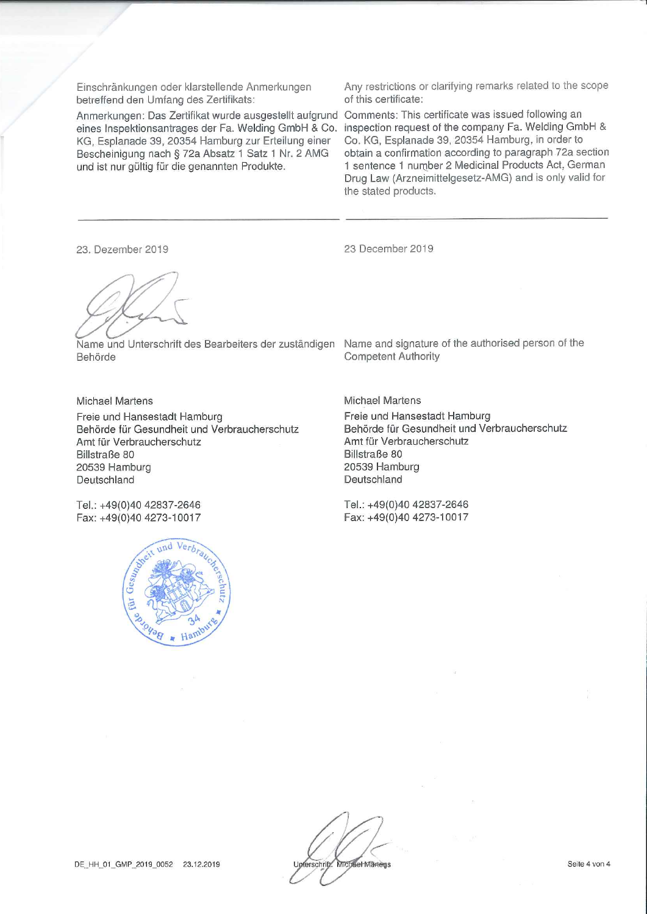Einschränkungen oder klarstellende Anmerkungen betreffend den Umfang des Zertifikats:

Anmerkungen: Das Zertifikat wurde ausgestellt aufgrund eines Inspektionsantrages der Fa. Welding GmbH & Co. KG, Esplanade 39, 20354 Hamburg zur Erteilung einer Bescheinigung nach § 72a Absatz 1 Satz 1 Nr. 2 AMG und ist nur gültig für die genannten Produkte.

Any restrictions or clarifying remarks related to the scope of this certificate:

Comments: This certificate was issued following an inspection request of the company Fa. Welding GmbH & Co. KG, Esplanade 39, 20354 Hamburg, in order to obtain a confirmation according to paragraph 72a section 1 sentence 1 number 2 Medicinal Products Act, German Drug Law (Arzneimittelgesetz-AMG) and is only valid for the stated products.

---

23. Dezember 2019

23 December 2019

Name und Unterschrift des Bearbeiters der zuständigen Behörde

Name and signature of the authorised person of the Competent Authority

Michael Martens
Freie und Hansestadt Hamburg
Behörde für Gesundheit und Verbraucherschutz
Amt für Verbraucherschutz
Billstraße 80
20539 Hamburg
Deutschland

Tel.: +49(0)40 42837-2646
Fax: +49(0)40 4273-10017

Michael Martens
Freie und Hansestadt Hamburg
Behörde für Gesundheit und Verbraucherschutz
Amt für Verbraucherschutz
Billstraße 80
20539 Hamburg
Deutschland

Tel.: +49(0)40 42837-2646
Fax: +49(0)40 4273-10017

Behörde für Gesundheit und Verbraucherschutz 34 Hamburg

DE_HH_01_GMP_2019_0052 23.12.2019

Unterschrift: Michael Martens